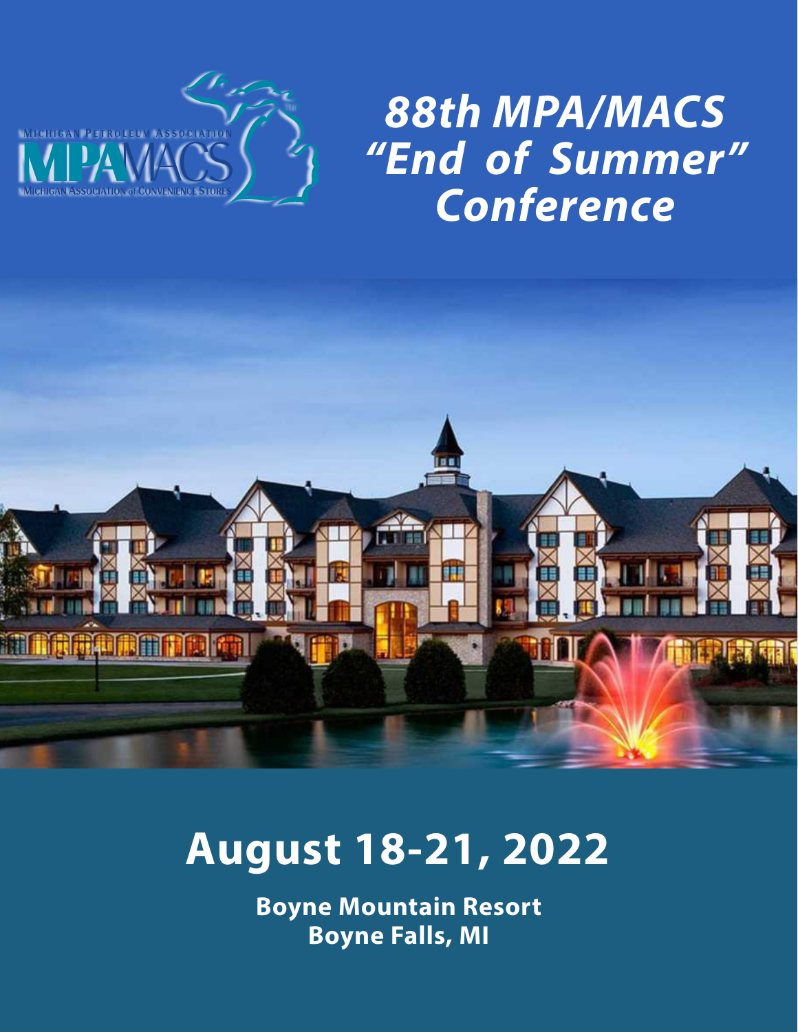MICHIGAN PETROLEUM ASSOCIATION

MPA MACS

MICHIGAN ASSOCIATION of CONVENIENCE STORES

# *88th MPA/MACS "End of Summer" Conference*

# August 18-21, 2022

**Boyne Mountain Resort**
**Boyne Falls, MI**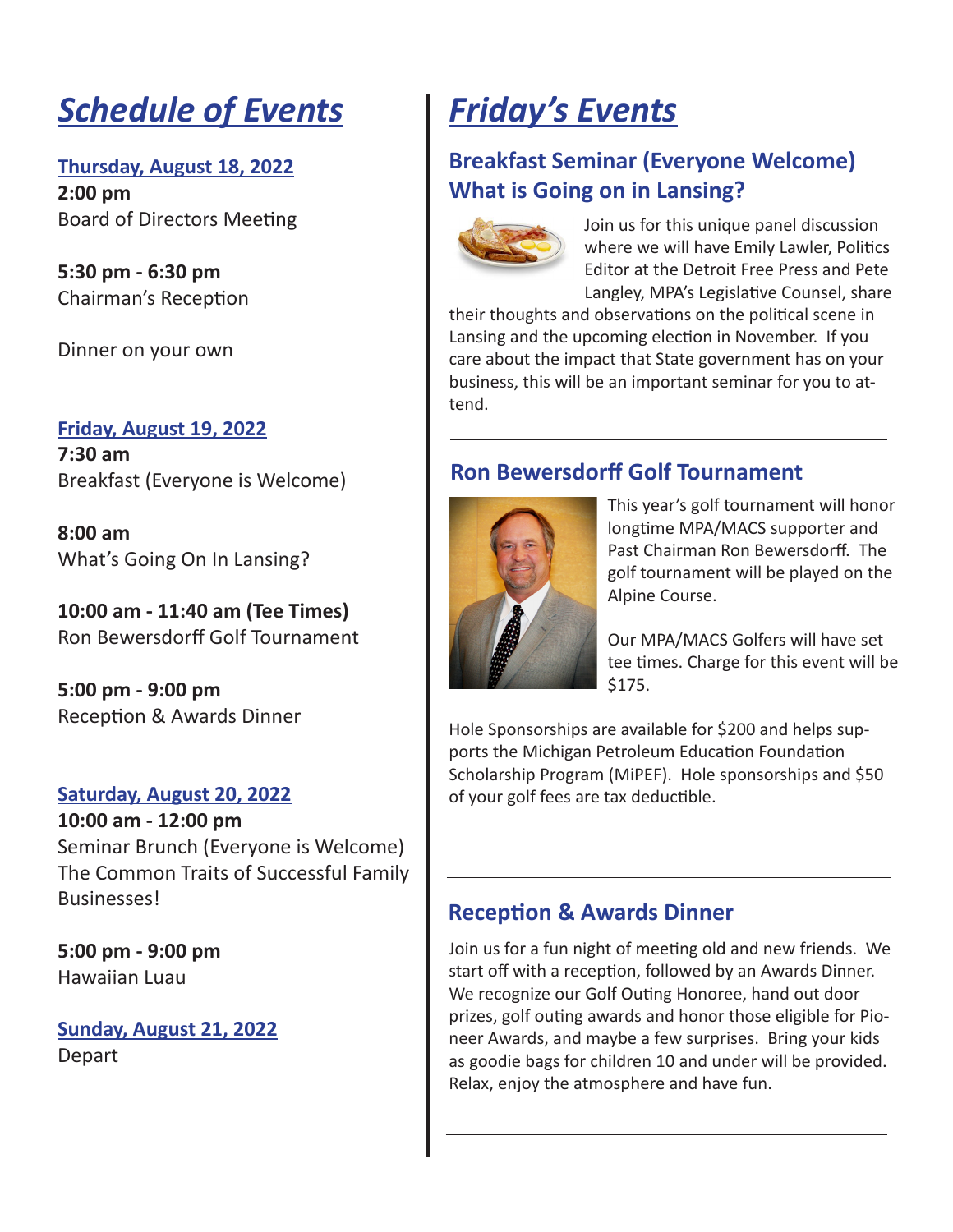# *Schedule of Events*

**Thursday, August 18, 2022**

**2:00 pm**
Board of Directors Meeting

**5:30 pm - 6:30 pm**
Chairman's Reception

Dinner on your own

**Friday, August 19, 2022**

**7:30 am**
Breakfast (Everyone is Welcome)

**8:00 am**
What's Going On In Lansing?

**10:00 am - 11:40 am (Tee Times)**
Ron Bewersdorff Golf Tournament

**5:00 pm - 9:00 pm**
Reception & Awards Dinner

**Saturday, August 20, 2022**

**10:00 am - 12:00 pm**
Seminar Brunch (Everyone is Welcome)
The Common Traits of Successful Family Businesses!

**5:00 pm - 9:00 pm**
Hawaiian Luau

**Sunday, August 21, 2022**
Depart

# *Friday's Events*

## Breakfast Seminar (Everyone Welcome) What is Going on in Lansing?

Join us for this unique panel discussion where we will have Emily Lawler, Politics Editor at the Detroit Free Press and Pete Langley, MPA's Legislative Counsel, share their thoughts and observations on the political scene in Lansing and the upcoming election in November. If you care about the impact that State government has on your business, this will be an important seminar for you to attend.

---

## Ron Bewersdorff Golf Tournament

This year's golf tournament will honor longtime MPA/MACS supporter and Past Chairman Ron Bewersdorff. The golf tournament will be played on the Alpine Course.

Our MPA/MACS Golfers will have set tee times. Charge for this event will be $175.

Hole Sponsorships are available for $200 and helps supports the Michigan Petroleum Education Foundation Scholarship Program (MiPEF). Hole sponsorships and $50 of your golf fees are tax deductible.

---

## Reception & Awards Dinner

Join us for a fun night of meeting old and new friends. We start off with a reception, followed by an Awards Dinner. We recognize our Golf Outing Honoree, hand out door prizes, golf outing awards and honor those eligible for Pioneer Awards, and maybe a few surprises. Bring your kids as goodie bags for children 10 and under will be provided. Relax, enjoy the atmosphere and have fun.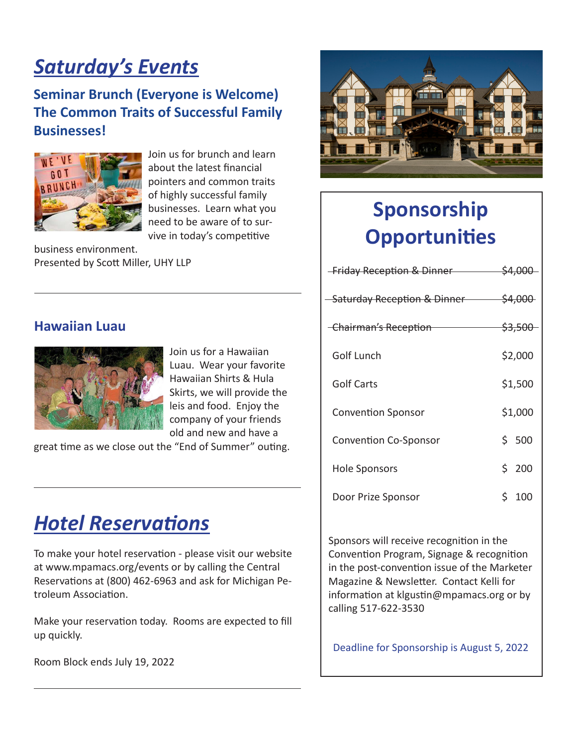# *Saturday's Events*

### Seminar Brunch (Everyone is Welcome)
### The Common Traits of Successful Family Businesses!

Join us for brunch and learn about the latest financial pointers and common traits of highly successful family businesses. Learn what you need to be aware of to survive in today's competitive business environment.
Presented by Scott Miller, UHY LLP

---

### Hawaiian Luau

Join us for a Hawaiian Luau. Wear your favorite Hawaiian Shirts & Hula Skirts, we will provide the leis and food. Enjoy the company of your friends old and new and have a great time as we close out the "End of Summer" outing.

---

# *Hotel Reservations*

To make your hotel reservation - please visit our website at www.mpamacs.org/events or by calling the Central Reservations at (800) 462-6963 and ask for Michigan Petroleum Association.

Make your reservation today. Rooms are expected to fill up quickly.

Room Block ends July 19, 2022

---

## Sponsorship Opportunities

| Sponsorship | Amount |
|---|---|
| ~~Friday Reception & Dinner~~ | ~~$4,000~~ |
| ~~Saturday Reception & Dinner~~ | ~~$4,000~~ |
| ~~Chairman's Reception~~ | ~~$3,500~~ |
| Golf Lunch | $2,000 |
| Golf Carts | $1,500 |
| Convention Sponsor | $1,000 |
| Convention Co-Sponsor | $ 500 |
| Hole Sponsors | $ 200 |
| Door Prize Sponsor | $ 100 |

Sponsors will receive recognition in the Convention Program, Signage & recognition in the post-convention issue of the Marketer Magazine & Newsletter. Contact Kelli for information at klgustin@mpamacs.org or by calling 517-622-3530

Deadline for Sponsorship is August 5, 2022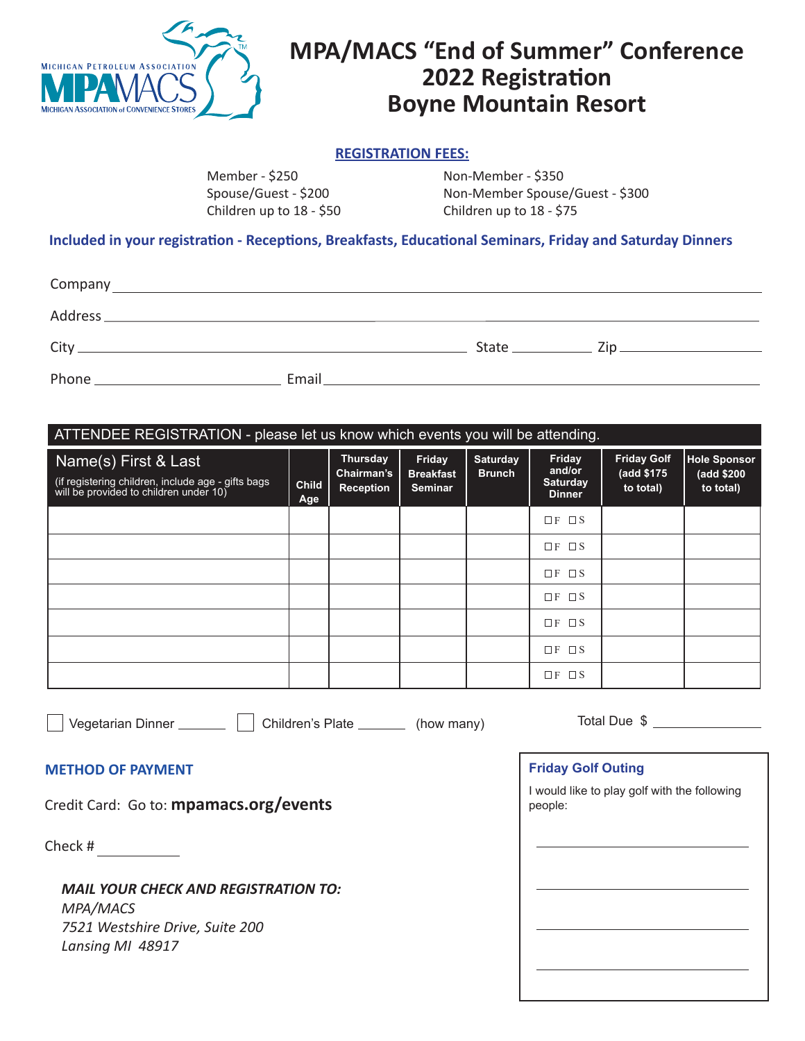# MPA/MACS "End of Summer" Conference 2022 Registration Boyne Mountain Resort

MICHIGAN PETROLEUM ASSOCIATION MPA MACS MICHIGAN ASSOCIATION of CONVENIENCE STORES

**REGISTRATION FEES:**

Member - $250
Spouse/Guest - $200
Children up to 18 - $50

Non-Member - $350
Non-Member Spouse/Guest - $300
Children up to 18 - $75

**Included in your registration - Receptions, Breakfasts, Educational Seminars, Friday and Saturday Dinners**

Company ____________________

Address ____________________

City ____________________ State __________ Zip __________

Phone ____________________ Email ____________________

ATTENDEE REGISTRATION - please let us know which events you will be attending.

| Name(s) First & Last (if registering children, include age - gifts bags will be provided to children under 10) | Child Age | Thursday Chairman's Reception | Friday Breakfast Seminar | Saturday Brunch | Friday and/or Saturday Dinner | Friday Golf (add $175 to total) | Hole Sponsor (add $200 to total) |
|---|---|---|---|---|---|---|---|
| | | | | | ☐F ☐S | | |
| | | | | | ☐F ☐S | | |
| | | | | | ☐F ☐S | | |
| | | | | | ☐F ☐S | | |
| | | | | | ☐F ☐S | | |
| | | | | | ☐F ☐S | | |
| | | | | | ☐F ☐S | | |

☐ Vegetarian Dinner _______ ☐ Children's Plate _______ (how many)

Total Due $ __________

**METHOD OF PAYMENT**

Credit Card: Go to: **mpamacs.org/events**

Check # __________

***MAIL YOUR CHECK AND REGISTRATION TO:***
*MPA/MACS*
*7521 Westshire Drive, Suite 200*
*Lansing MI 48917*

**Friday Golf Outing**

I would like to play golf with the following people:

____________________

____________________

____________________

____________________